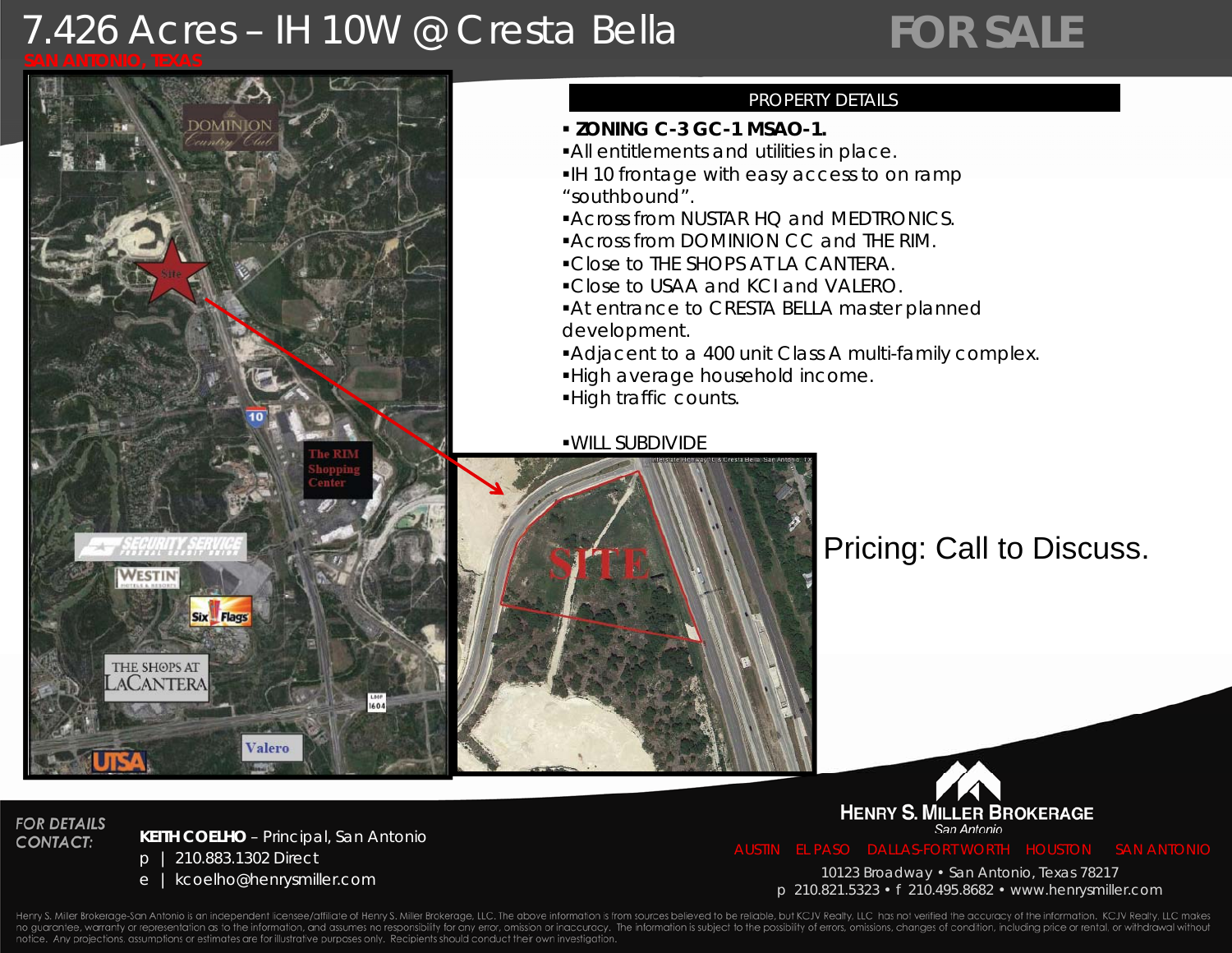# 7.426 Acres – IH 10W @ Cresta Bella

**FOR SALE**

SAN ANTONIO, TEXAS

## PROPERTY DETAILS

- **ZONING C-3 GC-1 MSAO-1.**
- All entitlements and utilities in place.
- IH 10 frontage with easy access to on ramp "southbound".
- Across from NUSTAR HQ and MEDTRONICS.
- Across from DOMINION CC and THE RIM.
- Close to THE SHOPS AT LA CANTERA.
- Close to USAA and KCI and VALERO.
- At entrance to CRESTA BELLA master planned development.
- Adjacent to a 400 unit Class A multi-family complex.
- High average household income.
- High traffic counts.

- WILL SUBDIVIDE

Pricing: Call to Discuss.

*FOR DETAILS CONTACT:*

**KEITH COELHO** – Principal, San Antonio
p | 210.883.1302 Direct
e | kcoelho@henrysmiller.com

**HENRY S. MILLER BROKERAGE**
*San Antonio*

AUSTIN EL PASO DALLAS-FORT WORTH HOUSTON SAN ANTONIO

10123 Broadway • San Antonio, Texas 78217
p 210.821.5323 • f 210.495.8682 • www.henrysmiller.com

Henry S. Miller Brokerage-San Antonio is an independent licensee/affiliate of Henry S. Miller Brokerage, LLC. The above information is from sources believed to be reliable, but KCJV Realty, LLC has not verified the accuracy of the information. KCJV Realty, LLC makes no guarantee, warranty or representation as to the information, and assumes no responsibility for any error, omission or inaccuracy. The information is subject to the possibility of errors, omissions, changes of condition, including price or rental, or withdrawal without notice. Any projections, assumptions or estimates are for illustrative purposes only. Recipients should conduct their own investigation.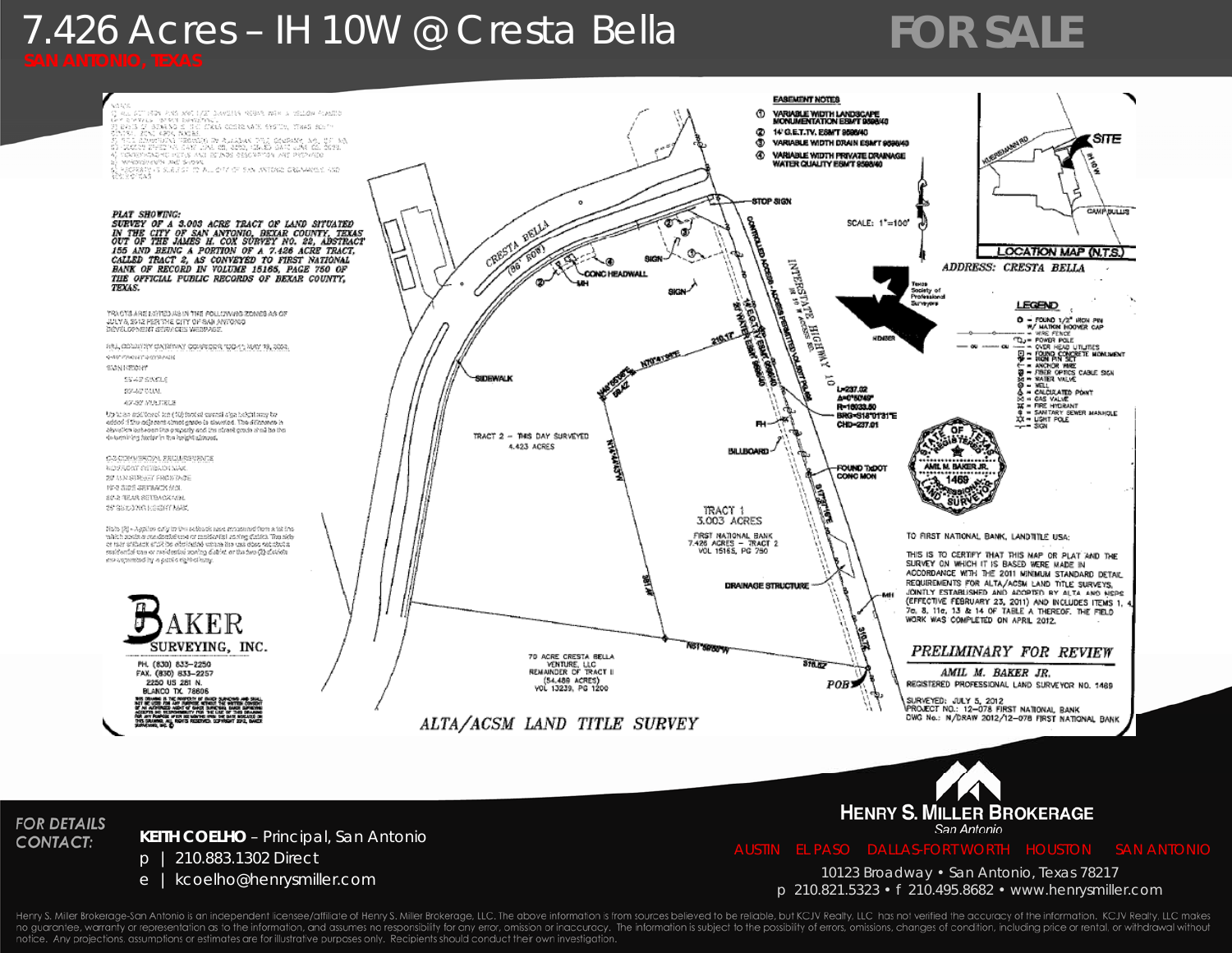# 7.426 Acres – IH 10W @ Cresta Bella

**FOR SALE**

SAN ANTONIO, TEXAS

PLAT SHOWING:
SURVEY OF A 3.003 ACRE TRACT OF LAND SITUATED IN THE CITY OF SAN ANTONIO, BEXAR COUNTY, TEXAS OUT OF THE JAMES H. COX SURVEY NO. 22, ABSTRACT 155 AND BEING A PORTION OF A 7.426 ACRE TRACT, CALLED TRACT 2, AS CONVEYED TO FIRST NATIONAL BANK OF RECORD IN VOLUME 15165, PAGE 750 OF THE OFFICIAL PUBLIC RECORDS OF BEXAR COUNTY, TEXAS.

EASEMENT NOTES

1. VARIABLE WIDTH LANDSCAPE MONUMENTATION ESM'T 9596/40
2. 14' G.E.T.TV. ESM'T 9596/40
3. VARIABLE WIDTH DRAIN ESM'T 9596/40
4. VARIABLE WIDTH PRIVATE DRAINAGE WATER QUALITY ESM'T 9596/40

SCALE: 1"=100'

LOCATION MAP (N.T.S.)

ADDRESS: CRESTA BELLA

LEGEND

- FOUND 1/2" IRON PIN W/ MARKIN HOOVER CAP
- WIRE FENCE
- POWER POLE
- OVER HEAD UTILITIES
- FOUND CONCRETE MONUMENT
- IRON PIN SET
- ANCHOR WIRE
- FIBER OPTICS CABLE SIGN
- WATER VALVE
- WELL
- CALCULATED POINT
- GAS VALVE
- FIRE HYDRANT
- SANITARY SEWER MANHOLE
- LIGHT POLE
- SIGN

TRACT 2 – THIS DAY SURVEYED 4.423 ACRES

TRACT 1
3.003 ACRES
FIRST NATIONAL BANK
7.426 ACRES – TRACT 2
VOL 15165, PG 750

70 ACRE CRESTA BELLA VENTURE, LLC
REMAINDER OF TRACT II
(54.489 ACRES)
VOL 13239, PG 1200

INTERSTATE HIGHWAY 10

L=237.02
Δ=0°50'49"
R=16033.50
BRG=S16°01'31"E
CHD=237.01

TO FIRST NATIONAL BANK, LANDTITLE USA:

THIS IS TO CERTIFY THAT THIS MAP OR PLAT AND THE SURVEY ON WHICH IT IS BASED WERE MADE IN ACCORDANCE WITH THE 2011 MINIMUM STANDARD DETAIL REQUIREMENTS FOR ALTA/ACSM LAND TITLE SURVEYS, JOINTLY ESTABLISHED AND ADOPTED BY ALTA AND NSPS (EFFECTIVE FEBRUARY 23, 2011) AND INCLUDES ITEMS 1, 4, 7a, 8, 11a, 13 & 14 OF TABLE A THEREOF. THE FIELD WORK WAS COMPLETED ON APRIL 2012.

*PRELIMINARY FOR REVIEW*

AMIL M. BAKER JR.
REGISTERED PROFESSIONAL LAND SURVEYOR NO. 1469

SURVEYED: JULY 5, 2012
PROJECT NO.: 12-078 FIRST NATIONAL BANK
DWG No.: N/DRAW 2012/12-078 FIRST NATIONAL BANK

BAKER SURVEYING, INC.
PH. (830) 833-2250
FAX. (830) 833-2257
2250 US 281 N.
BLANCO TX 78606

ALTA/ACSM LAND TITLE SURVEY

**FOR DETAILS CONTACT:**

**KEITH COELHO** – Principal, San Antonio
p | 210.883.1302 Direct
e | kcoelho@henrysmiller.com

**HENRY S. MILLER BROKERAGE**
San Antonio

AUSTIN EL PASO DALLAS-FORT WORTH HOUSTON SAN ANTONIO

10123 Broadway • San Antonio, Texas 78217
p 210.821.5323 • f 210.495.8682 • www.henrysmiller.com

Henry S. Miller Brokerage-San Antonio is an independent licensee/affiliate of Henry S. Miller Brokerage, LLC. The above information is from sources believed to be reliable, but KCJV Realty, LLC has not verified the accuracy of the information. KCJV Realty, LLC makes no guarantee, warranty or representation as to the information, and assumes no responsibility for any error, omission or inaccuracy. The information is subject to the possibility of errors, omissions, changes of condition, including price or rental, or withdrawal without notice. Any projections, assumptions or estimates are for illustrative purposes only. Recipients should conduct their own investigation.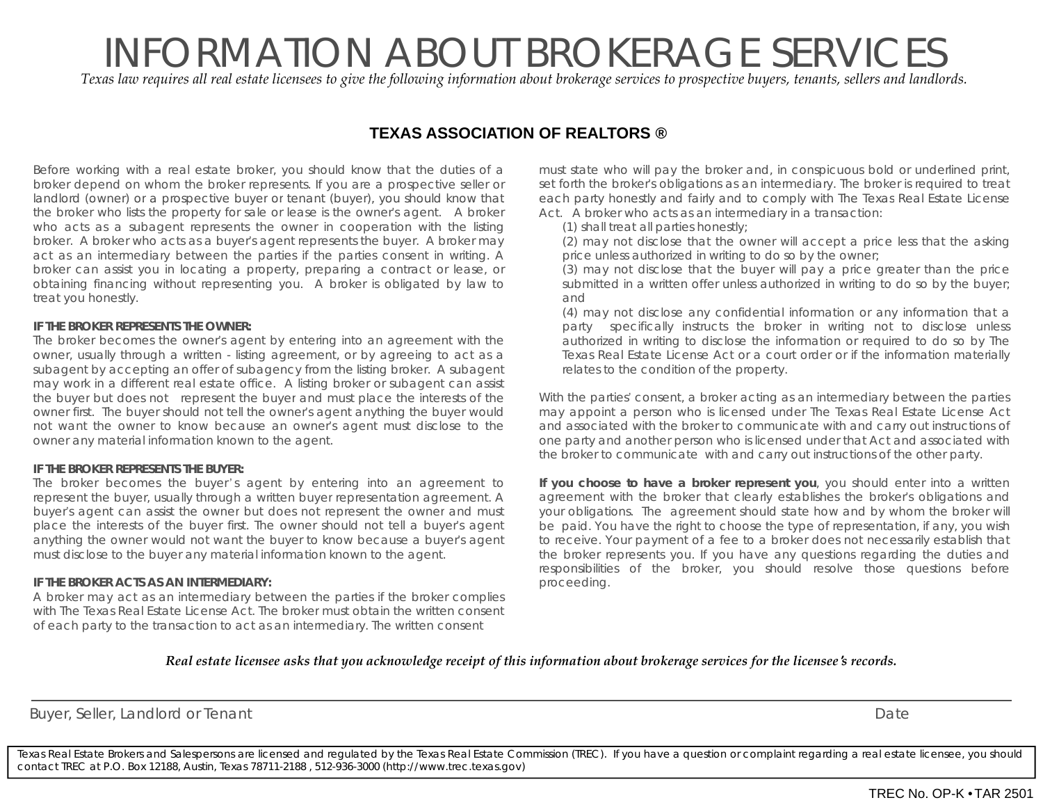# INFORMATION ABOUT BROKERAGE SERVICES

*Texas law requires all real estate licensees to give the following information about brokerage services to prospective buyers, tenants, sellers and landlords.*

**TEXAS ASSOCIATION OF REALTORS ®**

Before working with a real estate broker, you should know that the duties of a broker depend on whom the broker represents. If you are a prospective seller or landlord (owner) or a prospective buyer or tenant (buyer), you should know that the broker who lists the property for sale or lease is the owner's agent. A broker who acts as a subagent represents the owner in cooperation with the listing broker. A broker who acts as a buyer's agent represents the buyer. A broker may act as an intermediary between the parties if the parties consent in writing. A broker can assist you in locating a property, preparing a contract or lease, or obtaining financing without representing you. A broker is obligated by law to treat you honestly.

**IF THE BROKER REPRESENTS THE OWNER:**

The broker becomes the owner's agent by entering into an agreement with the owner, usually through a written - listing agreement, or by agreeing to act as a subagent by accepting an offer of subagency from the listing broker. A subagent may work in a different real estate office. A listing broker or subagent can assist the buyer but does not represent the buyer and must place the interests of the owner first. The buyer should not tell the owner's agent anything the buyer would not want the owner to know because an owner's agent must disclose to the owner any material information known to the agent.

**IF THE BROKER REPRESENTS THE BUYER:**

The broker becomes the buyer's agent by entering into an agreement to represent the buyer, usually through a written buyer representation agreement. A buyer's agent can assist the owner but does not represent the owner and must place the interests of the buyer first. The owner should not tell a buyer's agent anything the owner would not want the buyer to know because a buyer's agent must disclose to the buyer any material information known to the agent.

**IF THE BROKER ACTS AS AN INTERMEDIARY:**

A broker may act as an intermediary between the parties if the broker complies with The Texas Real Estate License Act. The broker must obtain the written consent of each party to the transaction to act as an intermediary. The written consent must state who will pay the broker and, in conspicuous bold or underlined print, set forth the broker's obligations as an intermediary. The broker is required to treat each party honestly and fairly and to comply with The Texas Real Estate License Act. A broker who acts as an intermediary in a transaction:

(1) shall treat all parties honestly;

(2) may not disclose that the owner will accept a price less that the asking price unless authorized in writing to do so by the owner;

(3) may not disclose that the buyer will pay a price greater than the price submitted in a written offer unless authorized in writing to do so by the buyer; and

(4) may not disclose any confidential information or any information that a party specifically instructs the broker in writing not to disclose unless authorized in writing to disclose the information or required to do so by The Texas Real Estate License Act or a court order or if the information materially relates to the condition of the property.

With the parties' consent, a broker acting as an intermediary between the parties may appoint a person who is licensed under The Texas Real Estate License Act and associated with the broker to communicate with and carry out instructions of one party and another person who is licensed under that Act and associated with the broker to communicate with and carry out instructions of the other party.

**If you choose to have a broker represent you**, you should enter into a written agreement with the broker that clearly establishes the broker's obligations and your obligations. The agreement should state how and by whom the broker will be paid. You have the right to choose the type of representation, if any, you wish to receive. Your payment of a fee to a broker does not necessarily establish that the broker represents you. If you have any questions regarding the duties and responsibilities of the broker, you should resolve those questions before proceeding.

***Real estate licensee asks that you acknowledge receipt of this information about brokerage services for the licensee's records.***

Buyer, Seller, Landlord or Tenant　　　　　　　　　　　　　　　　　　　　　　Date

Texas Real Estate Brokers and Salespersons are licensed and regulated by the Texas Real Estate Commission (TREC). If you have a question or complaint regarding a real estate licensee, you should contact TREC at P.O. Box 12188, Austin, Texas 78711-2188 , 512-936-3000 (http://www.trec.texas.gov)

TREC No. OP-K • TAR 2501